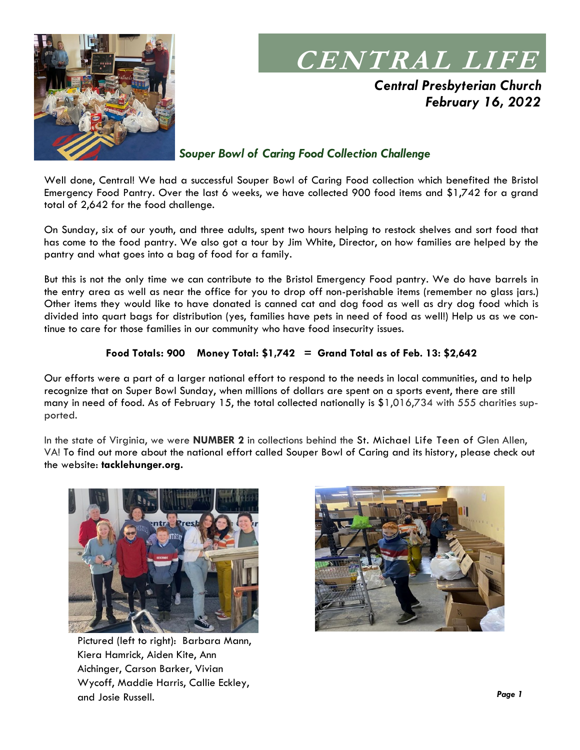# CENTRAL LIFE

***Central Presbyterian Church***
***February 16, 2022***

## *Souper Bowl of Caring Food Collection Challenge*

Well done, Central! We had a successful Souper Bowl of Caring Food collection which benefited the Bristol Emergency Food Pantry. Over the last 6 weeks, we have collected 900 food items and $1,742 for a grand total of 2,642 for the food challenge.

On Sunday, six of our youth, and three adults, spent two hours helping to restock shelves and sort food that has come to the food pantry. We also got a tour by Jim White, Director, on how families are helped by the pantry and what goes into a bag of food for a family.

But this is not the only time we can contribute to the Bristol Emergency Food pantry. We do have barrels in the entry area as well as near the office for you to drop off non-perishable items (remember no glass jars.) Other items they would like to have donated is canned cat and dog food as well as dry dog food which is divided into quart bags for distribution (yes, families have pets in need of food as well!) Help us as we continue to care for those families in our community who have food insecurity issues.

**Food Totals: 900 Money Total: $1,742 = Grand Total as of Feb. 13: $2,642**

Our efforts were a part of a larger national effort to respond to the needs in local communities, and to help recognize that on Super Bowl Sunday, when millions of dollars are spent on a sports event, there are still many in need of food. As of February 15, the total collected nationally is $1,016,734 with 555 charities supported.

In the state of Virginia, we were **NUMBER 2** in collections behind the St. Michael Life Teen of Glen Allen, VA! To find out more about the national effort called Souper Bowl of Caring and its history, please check out the website: **tacklehunger.org.**

Pictured (left to right): Barbara Mann, Kiera Hamrick, Aiden Kite, Ann Aichinger, Carson Barker, Vivian Wycoff, Maddie Harris, Callie Eckley, and Josie Russell.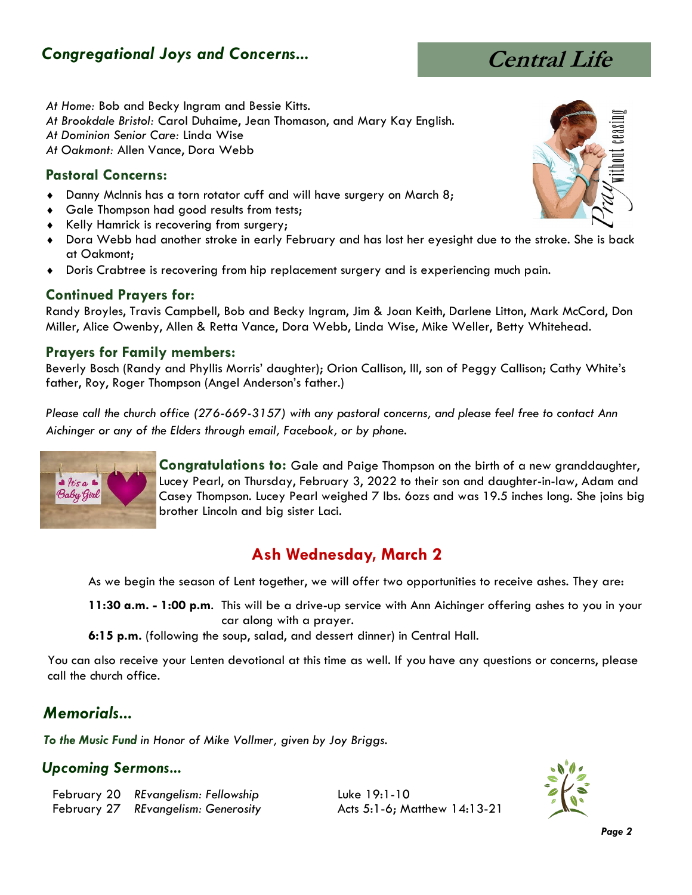## *Congregational Joys and Concerns...*

# Central Life

*At Home:* Bob and Becky Ingram and Bessie Kitts.
*At Brookdale Bristol:* Carol Duhaime, Jean Thomason, and Mary Kay English.
*At Dominion Senior Care:* Linda Wise
*At Oakmont:* Allen Vance, Dora Webb

### Pastoral Concerns:

- Danny McInnis has a torn rotator cuff and will have surgery on March 8;
- Gale Thompson had good results from tests;
- Kelly Hamrick is recovering from surgery;
- Dora Webb had another stroke in early February and has lost her eyesight due to the stroke. She is back at Oakmont;
- Doris Crabtree is recovering from hip replacement surgery and is experiencing much pain.

### Continued Prayers for:

Randy Broyles, Travis Campbell, Bob and Becky Ingram, Jim & Joan Keith, Darlene Litton, Mark McCord, Don Miller, Alice Owenby, Allen & Retta Vance, Dora Webb, Linda Wise, Mike Weller, Betty Whitehead.

### Prayers for Family members:

Beverly Bosch (Randy and Phyllis Morris' daughter); Orion Callison, III, son of Peggy Callison; Cathy White's father, Roy, Roger Thompson (Angel Anderson's father.)

*Please call the church office (276-669-3157) with any pastoral concerns, and please feel free to contact Ann Aichinger or any of the Elders through email, Facebook, or by phone.*

**Congratulations to:** Gale and Paige Thompson on the birth of a new granddaughter, Lucey Pearl, on Thursday, February 3, 2022 to their son and daughter-in-law, Adam and Casey Thompson. Lucey Pearl weighed 7 lbs. 6ozs and was 19.5 inches long. She joins big brother Lincoln and big sister Laci.

## Ash Wednesday, March 2

As we begin the season of Lent together, we will offer two opportunities to receive ashes. They are:

**11:30 a.m. - 1:00 p.m**. This will be a drive-up service with Ann Aichinger offering ashes to you in your car along with a prayer.

**6:15 p.m.** (following the soup, salad, and dessert dinner) in Central Hall.

You can also receive your Lenten devotional at this time as well. If you have any questions or concerns, please call the church office.

## *Memorials...*

***To the Music Fund*** *in Honor of Mike Vollmer, given by Joy Briggs.*

## *Upcoming Sermons...*

| | | |
|---|---|---|
| February 20 | *REvangelism: Fellowship* | Luke 19:1-10 |
| February 27 | *REvangelism: Generosity* | Acts 5:1-6; Matthew 14:13-21 |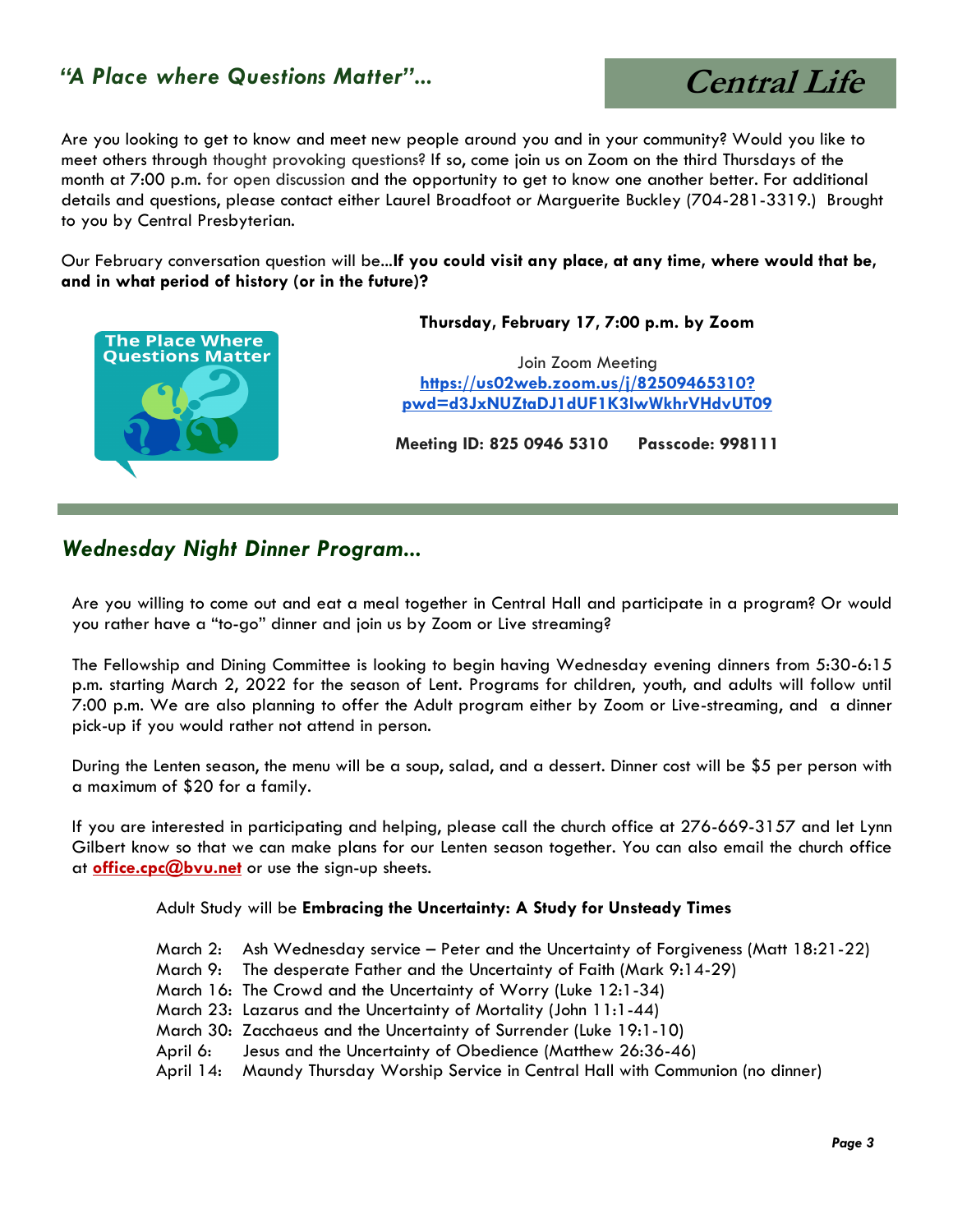## *"A Place where Questions Matter"...*

**Central Life**

Are you looking to get to know and meet new people around you and in your community? Would you like to meet others through thought provoking questions? If so, come join us on Zoom on the third Thursdays of the month at 7:00 p.m. for open discussion and the opportunity to get to know one another better. For additional details and questions, please contact either Laurel Broadfoot or Marguerite Buckley (704-281-3319.) Brought to you by Central Presbyterian.

Our February conversation question will be...**If you could visit any place, at any time, where would that be, and in what period of history (or in the future)?**

The Place Where Questions Matter

**Thursday, February 17, 7:00 p.m. by Zoom**

Join Zoom Meeting
**https://us02web.zoom.us/j/82509465310?pwd=d3JxNUZtaDJ1dUF1K3lwWkhrVHdvUT09**

**Meeting ID: 825 0946 5310 Passcode: 998111**

## *Wednesday Night Dinner Program...*

Are you willing to come out and eat a meal together in Central Hall and participate in a program? Or would you rather have a "to-go" dinner and join us by Zoom or Live streaming?

The Fellowship and Dining Committee is looking to begin having Wednesday evening dinners from 5:30-6:15 p.m. starting March 2, 2022 for the season of Lent. Programs for children, youth, and adults will follow until 7:00 p.m. We are also planning to offer the Adult program either by Zoom or Live-streaming, and a dinner pick-up if you would rather not attend in person.

During the Lenten season, the menu will be a soup, salad, and a dessert. Dinner cost will be $5 per person with a maximum of $20 for a family.

If you are interested in participating and helping, please call the church office at 276-669-3157 and let Lynn Gilbert know so that we can make plans for our Lenten season together. You can also email the church office at **office.cpc@bvu.net** or use the sign-up sheets.

Adult Study will be **Embracing the Uncertainty: A Study for Unsteady Times**

- March 2: Ash Wednesday service – Peter and the Uncertainty of Forgiveness (Matt 18:21-22)
- March 9: The desperate Father and the Uncertainty of Faith (Mark 9:14-29)
- March 16: The Crowd and the Uncertainty of Worry (Luke 12:1-34)
- March 23: Lazarus and the Uncertainty of Mortality (John 11:1-44)
- March 30: Zacchaeus and the Uncertainty of Surrender (Luke 19:1-10)
- April 6: Jesus and the Uncertainty of Obedience (Matthew 26:36-46)
- April 14: Maundy Thursday Worship Service in Central Hall with Communion (no dinner)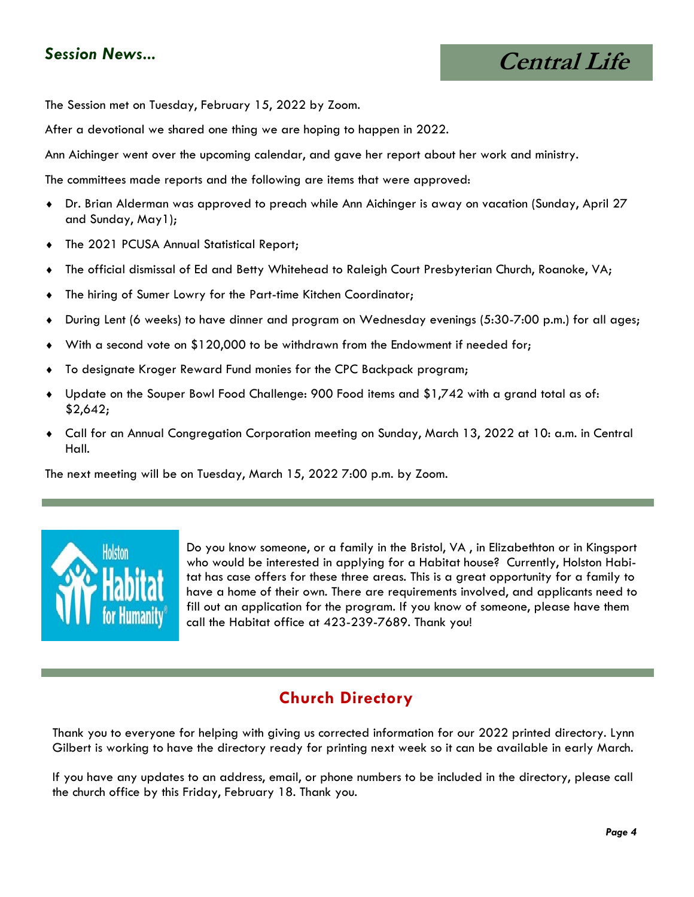## *Session News...*

The Session met on Tuesday, February 15, 2022 by Zoom.

After a devotional we shared one thing we are hoping to happen in 2022.

Ann Aichinger went over the upcoming calendar, and gave her report about her work and ministry.

The committees made reports and the following are items that were approved:

- Dr. Brian Alderman was approved to preach while Ann Aichinger is away on vacation (Sunday, April 27 and Sunday, May1);
- The 2021 PCUSA Annual Statistical Report;
- The official dismissal of Ed and Betty Whitehead to Raleigh Court Presbyterian Church, Roanoke, VA;
- The hiring of Sumer Lowry for the Part-time Kitchen Coordinator;
- During Lent (6 weeks) to have dinner and program on Wednesday evenings (5:30-7:00 p.m.) for all ages;
- With a second vote on $120,000 to be withdrawn from the Endowment if needed for;
- To designate Kroger Reward Fund monies for the CPC Backpack program;
- Update on the Souper Bowl Food Challenge: 900 Food items and $1,742 with a grand total as of: $2,642;
- Call for an Annual Congregation Corporation meeting on Sunday, March 13, 2022 at 10: a.m. in Central Hall.

The next meeting will be on Tuesday, March 15, 2022 7:00 p.m. by Zoom.

---

Holston Habitat for Humanity

Do you know someone, or a family in the Bristol, VA , in Elizabethton or in Kingsport who would be interested in applying for a Habitat house? Currently, Holston Habitat has case offers for these three areas. This is a great opportunity for a family to have a home of their own. There are requirements involved, and applicants need to fill out an application for the program. If you know of someone, please have them call the Habitat office at 423-239-7689. Thank you!

---

## Church Directory

Thank you to everyone for helping with giving us corrected information for our 2022 printed directory. Lynn Gilbert is working to have the directory ready for printing next week so it can be available in early March.

If you have any updates to an address, email, or phone numbers to be included in the directory, please call the church office by this Friday, February 18. Thank you.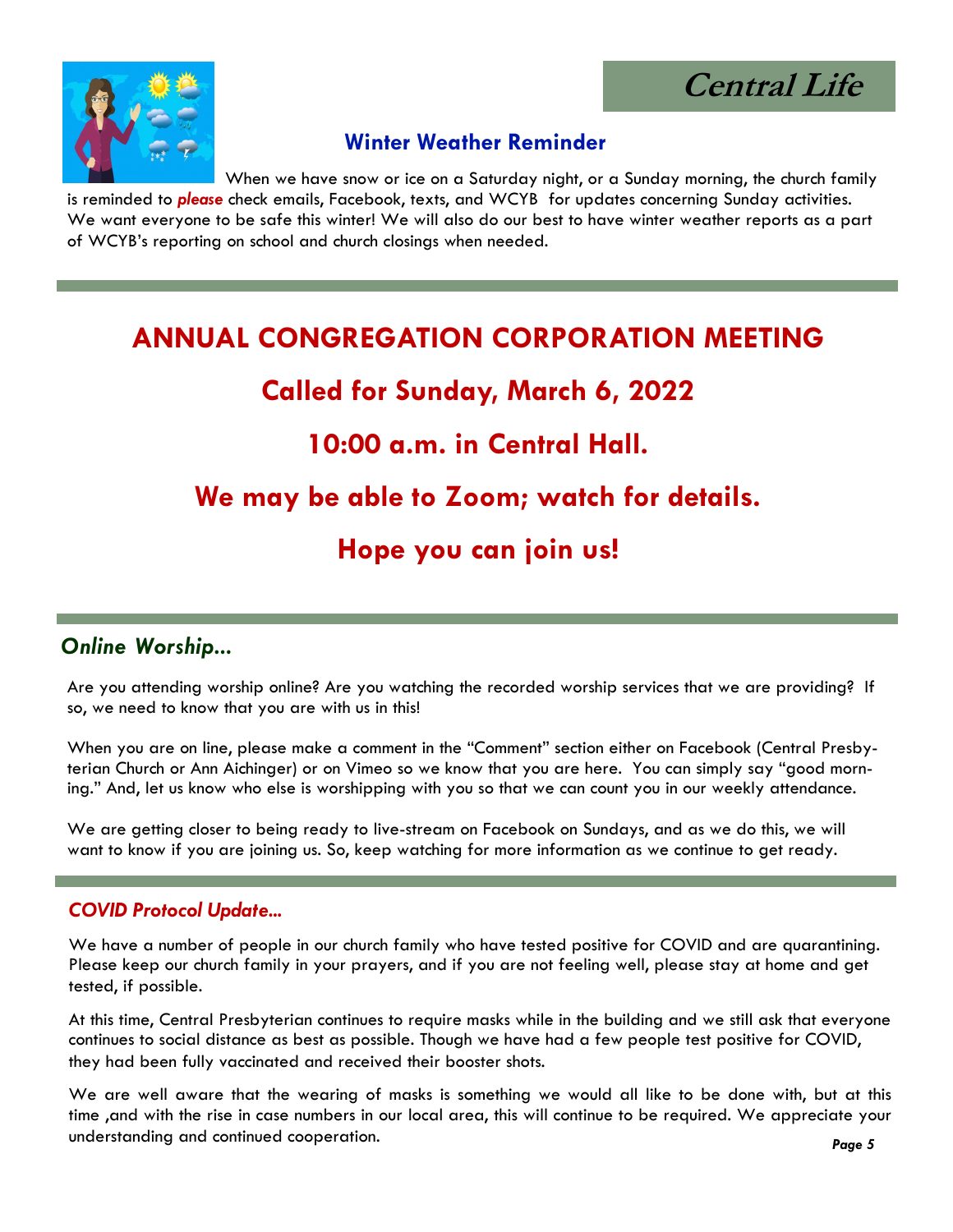# Central Life

## Winter Weather Reminder

When we have snow or ice on a Saturday night, or a Sunday morning, the church family is reminded to ***please*** check emails, Facebook, texts, and WCYB for updates concerning Sunday activities. We want everyone to be safe this winter! We will also do our best to have winter weather reports as a part of WCYB's reporting on school and church closings when needed.

## ANNUAL CONGREGATION CORPORATION MEETING

**Called for Sunday, March 6, 2022**

**10:00 a.m. in Central Hall.**

**We may be able to Zoom; watch for details.**

**Hope you can join us!**

## *Online Worship...*

Are you attending worship online? Are you watching the recorded worship services that we are providing? If so, we need to know that you are with us in this!

When you are on line, please make a comment in the "Comment" section either on Facebook (Central Presbyterian Church or Ann Aichinger) or on Vimeo so we know that you are here. You can simply say "good morning." And, let us know who else is worshipping with you so that we can count you in our weekly attendance.

We are getting closer to being ready to live-stream on Facebook on Sundays, and as we do this, we will want to know if you are joining us. So, keep watching for more information as we continue to get ready.

### *COVID Protocol Update...*

We have a number of people in our church family who have tested positive for COVID and are quarantining. Please keep our church family in your prayers, and if you are not feeling well, please stay at home and get tested, if possible.

At this time, Central Presbyterian continues to require masks while in the building and we still ask that everyone continues to social distance as best as possible. Though we have had a few people test positive for COVID, they had been fully vaccinated and received their booster shots.

We are well aware that the wearing of masks is something we would all like to be done with, but at this time ,and with the rise in case numbers in our local area, this will continue to be required. We appreciate your understanding and continued cooperation.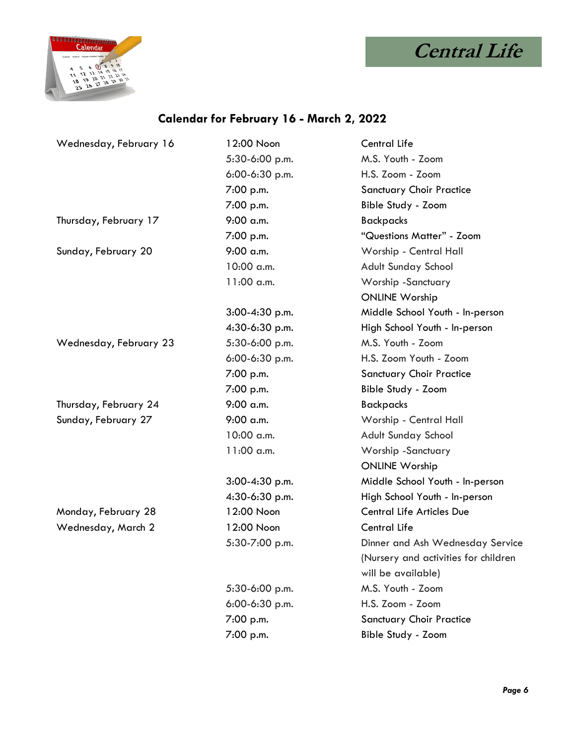# Calendar for February 16 - March 2, 2022

| | | |
|---|---|---|
| Wednesday, February 16 | 12:00 Noon | Central Life |
| | 5:30-6:00 p.m. | M.S. Youth - Zoom |
| | 6:00-6:30 p.m. | H.S. Zoom - Zoom |
| | 7:00 p.m. | Sanctuary Choir Practice |
| | 7:00 p.m. | Bible Study - Zoom |
| Thursday, February 17 | 9:00 a.m. | Backpacks |
| | 7:00 p.m. | "Questions Matter" - Zoom |
| Sunday, February 20 | 9:00 a.m. | Worship - Central Hall |
| | 10:00 a.m. | Adult Sunday School |
| | 11:00 a.m. | Worship -Sanctuary |
| | | ONLINE Worship |
| | 3:00-4:30 p.m. | Middle School Youth - In-person |
| | 4:30-6:30 p.m. | High School Youth - In-person |
| Wednesday, February 23 | 5:30-6:00 p.m. | M.S. Youth - Zoom |
| | 6:00-6:30 p.m. | H.S. Zoom Youth - Zoom |
| | 7:00 p.m. | Sanctuary Choir Practice |
| | 7:00 p.m. | Bible Study - Zoom |
| Thursday, February 24 | 9:00 a.m. | Backpacks |
| Sunday, February 27 | 9:00 a.m. | Worship - Central Hall |
| | 10:00 a.m. | Adult Sunday School |
| | 11:00 a.m. | Worship -Sanctuary |
| | | ONLINE Worship |
| | 3:00-4:30 p.m. | Middle School Youth - In-person |
| | 4:30-6:30 p.m. | High School Youth - In-person |
| Monday, February 28 | 12:00 Noon | Central Life Articles Due |
| Wednesday, March 2 | 12:00 Noon | Central Life |
| | 5:30-7:00 p.m. | Dinner and Ash Wednesday Service (Nursery and activities for children will be available) |
| | 5:30-6:00 p.m. | M.S. Youth - Zoom |
| | 6:00-6:30 p.m. | H.S. Zoom - Zoom |
| | 7:00 p.m. | Sanctuary Choir Practice |
| | 7:00 p.m. | Bible Study - Zoom |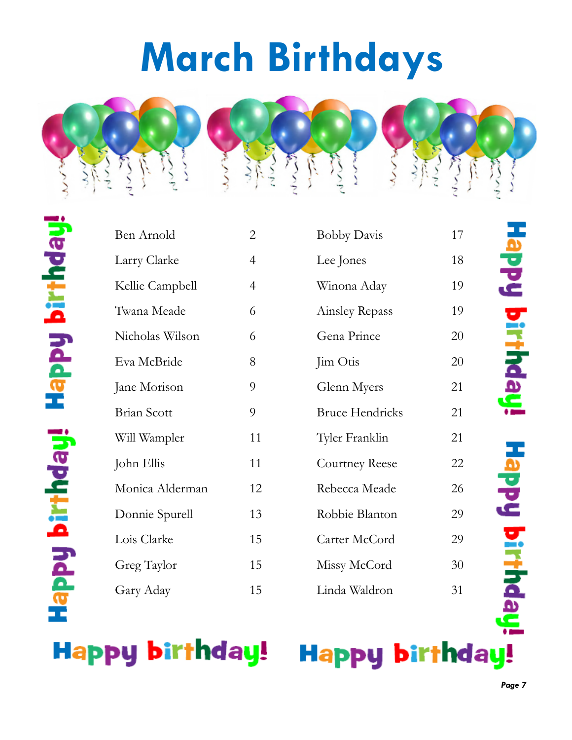# March Birthdays

| Name | Day | Name | Day |
|---|---|---|---|
| Ben Arnold | 2 | Bobby Davis | 17 |
| Larry Clarke | 4 | Lee Jones | 18 |
| Kellie Campbell | 4 | Winona Aday | 19 |
| Twana Meade | 6 | Ainsley Repass | 19 |
| Nicholas Wilson | 6 | Gena Prince | 20 |
| Eva McBride | 8 | Jim Otis | 20 |
| Jane Morison | 9 | Glenn Myers | 21 |
| Brian Scott | 9 | Bruce Hendricks | 21 |
| Will Wampler | 11 | Tyler Franklin | 21 |
| John Ellis | 11 | Courtney Reese | 22 |
| Monica Alderman | 12 | Rebecca Meade | 26 |
| Donnie Spurell | 13 | Robbie Blanton | 29 |
| Lois Clarke | 15 | Carter McCord | 29 |
| Greg Taylor | 15 | Missy McCord | 30 |
| Gary Aday | 15 | Linda Waldron | 31 |

Happy birthday! Happy birthday! Happy birthday! Happy birthday! Happy birthday! Happy birthday!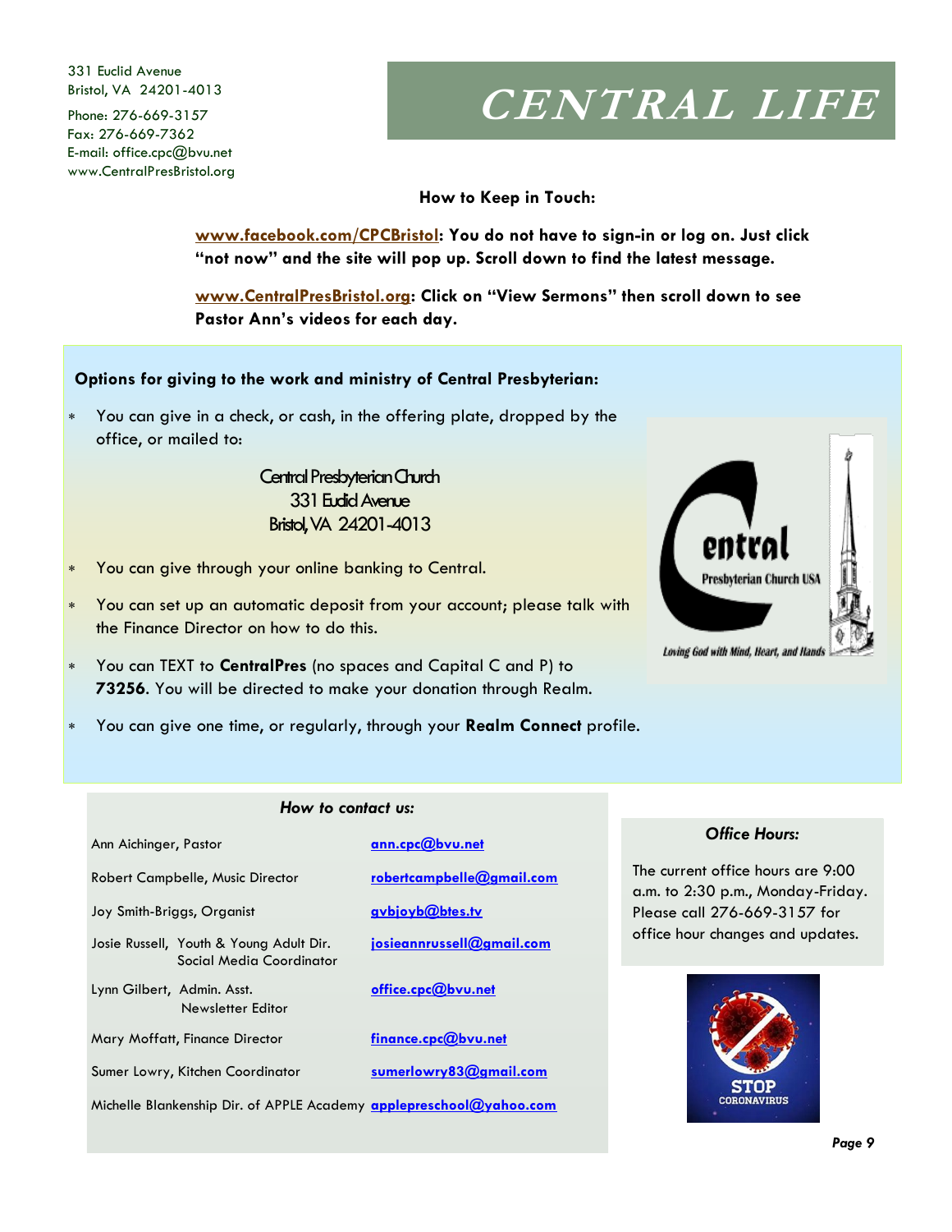331 Euclid Avenue
Bristol, VA 24201-4013

Phone: 276-669-3157
Fax: 276-669-7362
E-mail: office.cpc@bvu.net
www.CentralPresBristol.org

# CENTRAL LIFE

**How to Keep in Touch:**

**www.facebook.com/CPCBristol: You do not have to sign-in or log on. Just click "not now" and the site will pop up. Scroll down to find the latest message.**

**www.CentralPresBristol.org: Click on "View Sermons" then scroll down to see Pastor Ann's videos for each day.**

**Options for giving to the work and ministry of Central Presbyterian:**

- You can give in a check, or cash, in the offering plate, dropped by the office, or mailed to:

  Central Presbyterian Church
  331 Euclid Avenue
  Bristol, VA 24201-4013

- You can give through your online banking to Central.
- You can set up an automatic deposit from your account; please talk with the Finance Director on how to do this.
- You can TEXT to **CentralPres** (no spaces and Capital C and P) to **73256**. You will be directed to make your donation through Realm.
- You can give one time, or regularly, through your **Realm Connect** profile.

Central Presbyterian Church USA
Loving God with Mind, Heart, and Hands

***How to contact us:***

| | |
|---|---|
| Ann Aichinger, Pastor | ann.cpc@bvu.net |
| Robert Campbelle, Music Director | robertcampbelle@gmail.com |
| Joy Smith-Briggs, Organist | gvbjoyb@btes.tv |
| Josie Russell, Youth & Young Adult Dir. Social Media Coordinator | josieannrussell@gmail.com |
| Lynn Gilbert, Admin. Asst. Newsletter Editor | office.cpc@bvu.net |
| Mary Moffatt, Finance Director | finance.cpc@bvu.net |
| Sumer Lowry, Kitchen Coordinator | sumerlowry83@gmail.com |
| Michelle Blankenship Dir. of APPLE Academy | applepreschool@yahoo.com |

***Office Hours:***

The current office hours are 9:00 a.m. to 2:30 p.m., Monday-Friday. Please call 276-669-3157 for office hour changes and updates.

STOP CORONAVIRUS